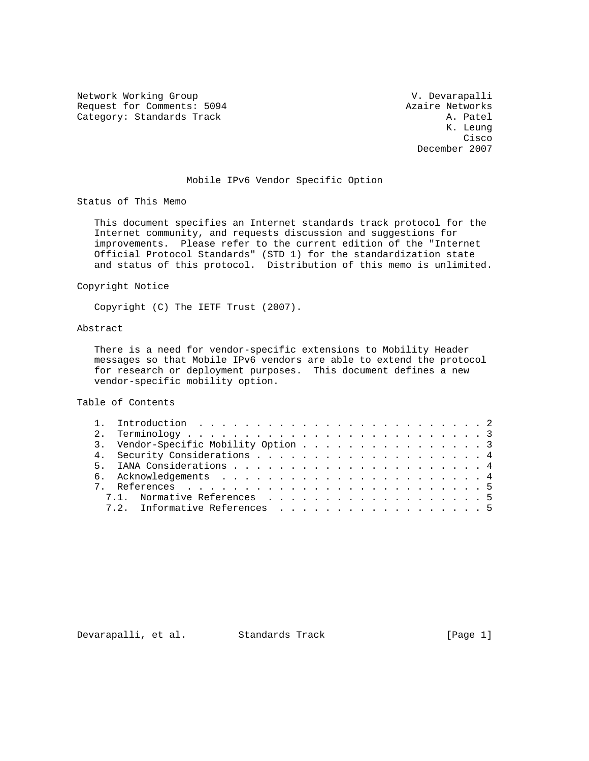Network Working Group V. Devarapalli
Request for Comments: 5094 Azaire Networks
Category: Standards Track A. Patel
K. Leung
Cisco
December 2007

# Mobile IPv6 Vendor Specific Option

## Status of This Memo

This document specifies an Internet standards track protocol for the Internet community, and requests discussion and suggestions for improvements. Please refer to the current edition of the "Internet Official Protocol Standards" (STD 1) for the standardization state and status of this protocol. Distribution of this memo is unlimited.

## Copyright Notice

Copyright (C) The IETF Trust (2007).

## Abstract

There is a need for vendor-specific extensions to Mobility Header messages so that Mobile IPv6 vendors are able to extend the protocol for research or deployment purposes. This document defines a new vendor-specific mobility option.

## Table of Contents

1. Introduction . . . . . . . . . . . . . . . . . . . . . . . . . 2
2. Terminology . . . . . . . . . . . . . . . . . . . . . . . . . . 3
3. Vendor-Specific Mobility Option . . . . . . . . . . . . . . . . 3
4. Security Considerations . . . . . . . . . . . . . . . . . . . . 4
5. IANA Considerations . . . . . . . . . . . . . . . . . . . . . . 4
6. Acknowledgements . . . . . . . . . . . . . . . . . . . . . . . 4
7. References . . . . . . . . . . . . . . . . . . . . . . . . . . 5
   7.1. Normative References . . . . . . . . . . . . . . . . . . . 5
   7.2. Informative References . . . . . . . . . . . . . . . . . . 5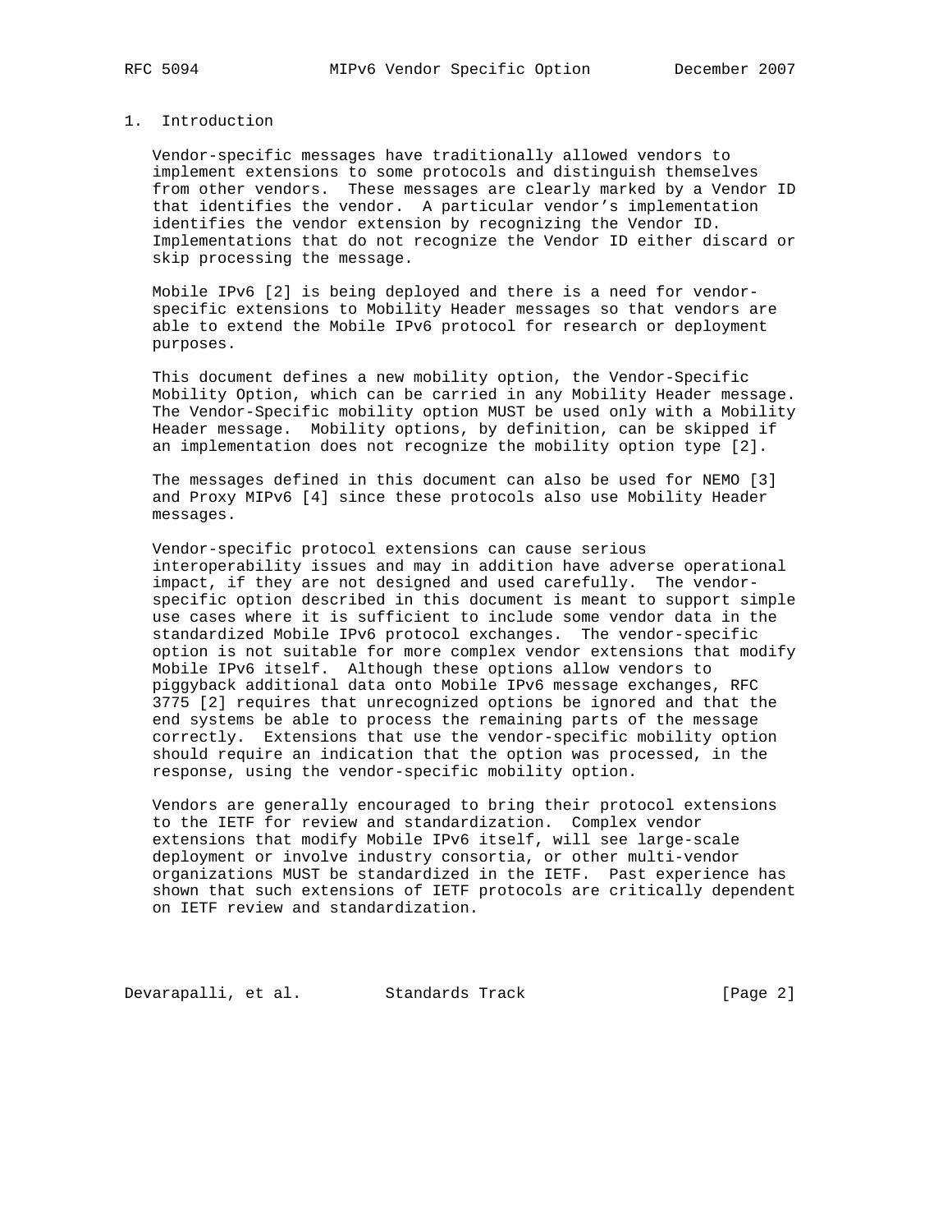## 1. Introduction

Vendor-specific messages have traditionally allowed vendors to implement extensions to some protocols and distinguish themselves from other vendors. These messages are clearly marked by a Vendor ID that identifies the vendor. A particular vendor's implementation identifies the vendor extension by recognizing the Vendor ID. Implementations that do not recognize the Vendor ID either discard or skip processing the message.

Mobile IPv6 [2] is being deployed and there is a need for vendor-specific extensions to Mobility Header messages so that vendors are able to extend the Mobile IPv6 protocol for research or deployment purposes.

This document defines a new mobility option, the Vendor-Specific Mobility Option, which can be carried in any Mobility Header message. The Vendor-Specific mobility option MUST be used only with a Mobility Header message. Mobility options, by definition, can be skipped if an implementation does not recognize the mobility option type [2].

The messages defined in this document can also be used for NEMO [3] and Proxy MIPv6 [4] since these protocols also use Mobility Header messages.

Vendor-specific protocol extensions can cause serious interoperability issues and may in addition have adverse operational impact, if they are not designed and used carefully. The vendor-specific option described in this document is meant to support simple use cases where it is sufficient to include some vendor data in the standardized Mobile IPv6 protocol exchanges. The vendor-specific option is not suitable for more complex vendor extensions that modify Mobile IPv6 itself. Although these options allow vendors to piggyback additional data onto Mobile IPv6 message exchanges, RFC 3775 [2] requires that unrecognized options be ignored and that the end systems be able to process the remaining parts of the message correctly. Extensions that use the vendor-specific mobility option should require an indication that the option was processed, in the response, using the vendor-specific mobility option.

Vendors are generally encouraged to bring their protocol extensions to the IETF for review and standardization. Complex vendor extensions that modify Mobile IPv6 itself, will see large-scale deployment or involve industry consortia, or other multi-vendor organizations MUST be standardized in the IETF. Past experience has shown that such extensions of IETF protocols are critically dependent on IETF review and standardization.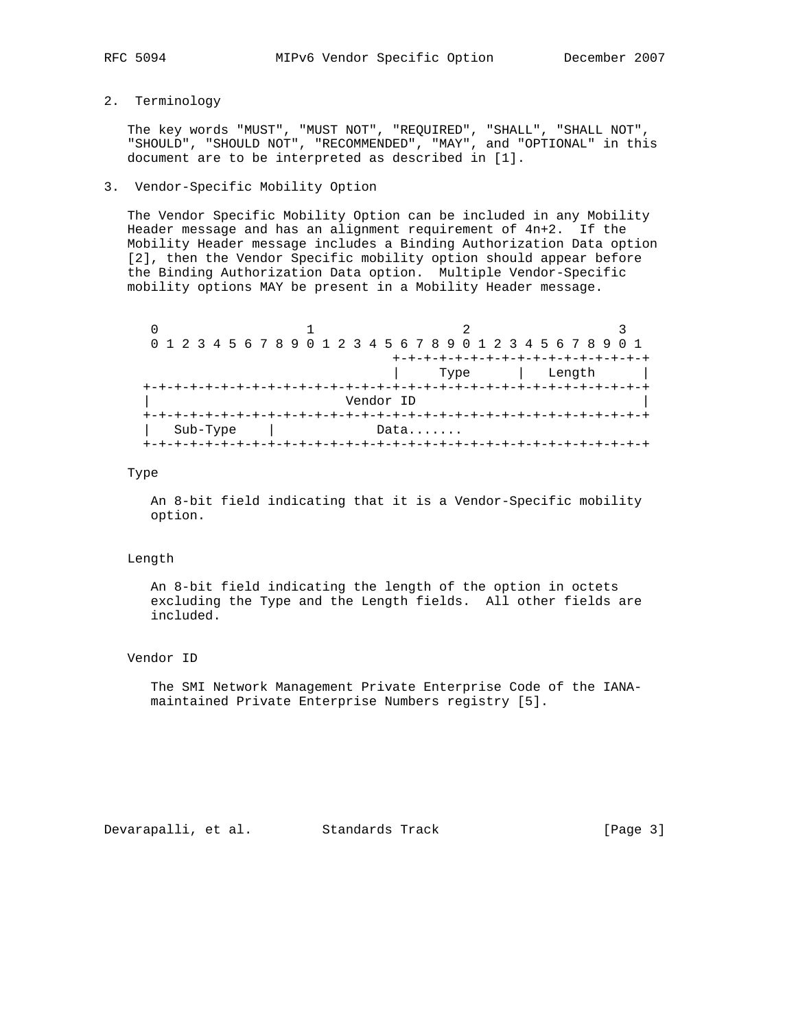## 2. Terminology

The key words "MUST", "MUST NOT", "REQUIRED", "SHALL", "SHALL NOT", "SHOULD", "SHOULD NOT", "RECOMMENDED", "MAY", and "OPTIONAL" in this document are to be interpreted as described in [1].

## 3. Vendor-Specific Mobility Option

The Vendor Specific Mobility Option can be included in any Mobility Header message and has an alignment requirement of 4n+2. If the Mobility Header message includes a Binding Authorization Data option [2], then the Vendor Specific mobility option should appear before the Binding Authorization Data option. Multiple Vendor-Specific mobility options MAY be present in a Mobility Header message.

```
     0                   1                   2                   3
     0 1 2 3 4 5 6 7 8 9 0 1 2 3 4 5 6 7 8 9 0 1 2 3 4 5 6 7 8 9 0 1
                                    +-+-+-+-+-+-+-+-+-+-+-+-+-+-+-+-+
                                    |     Type      |    Length     |
    +-+-+-+-+-+-+-+-+-+-+-+-+-+-+-+-+-+-+-+-+-+-+-+-+-+-+-+-+-+-+-+-+
    |                         Vendor ID                             |
    +-+-+-+-+-+-+-+-+-+-+-+-+-+-+-+-+-+-+-+-+-+-+-+-+-+-+-+-+-+-+-+-+
    |   Sub-Type    |             Data.......
    +-+-+-+-+-+-+-+-+-+-+-+-+-+-+-+-+-+-+-+-+-+-+-+-+-+-+-+-+-+-+-+-+
```

Type

An 8-bit field indicating that it is a Vendor-Specific mobility option.

Length

An 8-bit field indicating the length of the option in octets excluding the Type and the Length fields. All other fields are included.

Vendor ID

The SMI Network Management Private Enterprise Code of the IANA-maintained Private Enterprise Numbers registry [5].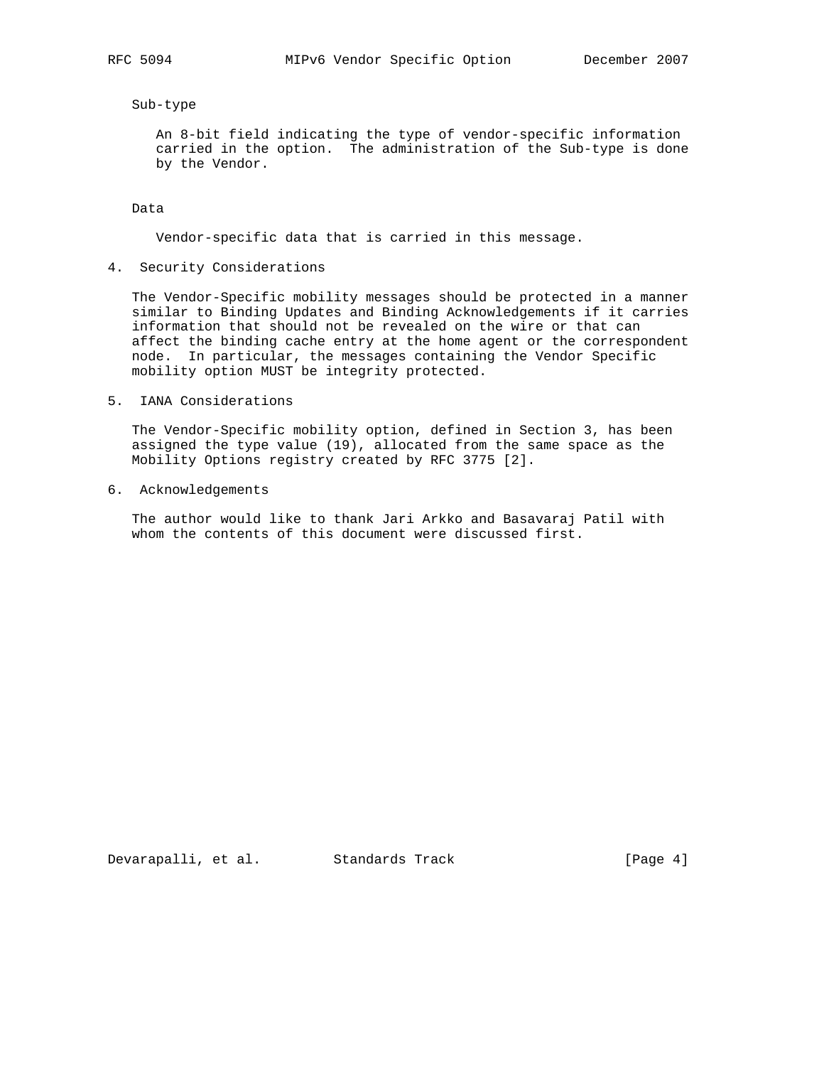Sub-type

An 8-bit field indicating the type of vendor-specific information carried in the option. The administration of the Sub-type is done by the Vendor.

Data

Vendor-specific data that is carried in this message.

## 4. Security Considerations

The Vendor-Specific mobility messages should be protected in a manner similar to Binding Updates and Binding Acknowledgements if it carries information that should not be revealed on the wire or that can affect the binding cache entry at the home agent or the correspondent node. In particular, the messages containing the Vendor Specific mobility option MUST be integrity protected.

## 5. IANA Considerations

The Vendor-Specific mobility option, defined in Section 3, has been assigned the type value (19), allocated from the same space as the Mobility Options registry created by RFC 3775 [2].

## 6. Acknowledgements

The author would like to thank Jari Arkko and Basavaraj Patil with whom the contents of this document were discussed first.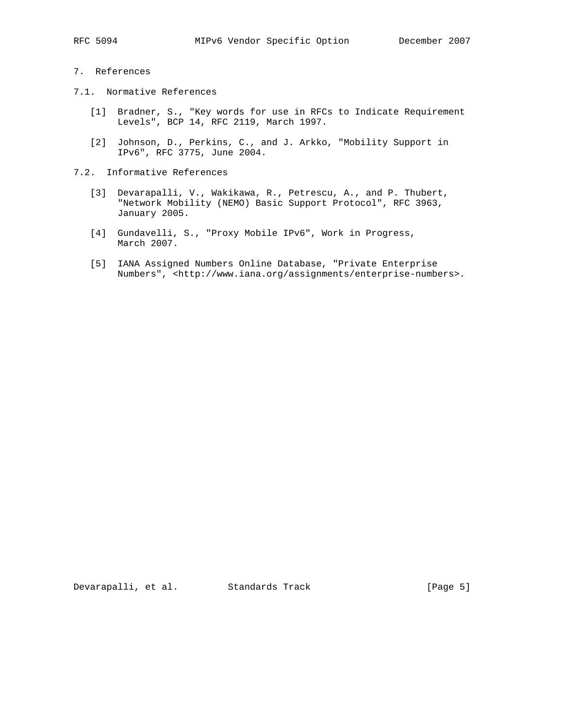## 7. References

### 7.1. Normative References

[1] Bradner, S., "Key words for use in RFCs to Indicate Requirement Levels", BCP 14, RFC 2119, March 1997.

[2] Johnson, D., Perkins, C., and J. Arkko, "Mobility Support in IPv6", RFC 3775, June 2004.

### 7.2. Informative References

[3] Devarapalli, V., Wakikawa, R., Petrescu, A., and P. Thubert, "Network Mobility (NEMO) Basic Support Protocol", RFC 3963, January 2005.

[4] Gundavelli, S., "Proxy Mobile IPv6", Work in Progress, March 2007.

[5] IANA Assigned Numbers Online Database, "Private Enterprise Numbers", <http://www.iana.org/assignments/enterprise-numbers>.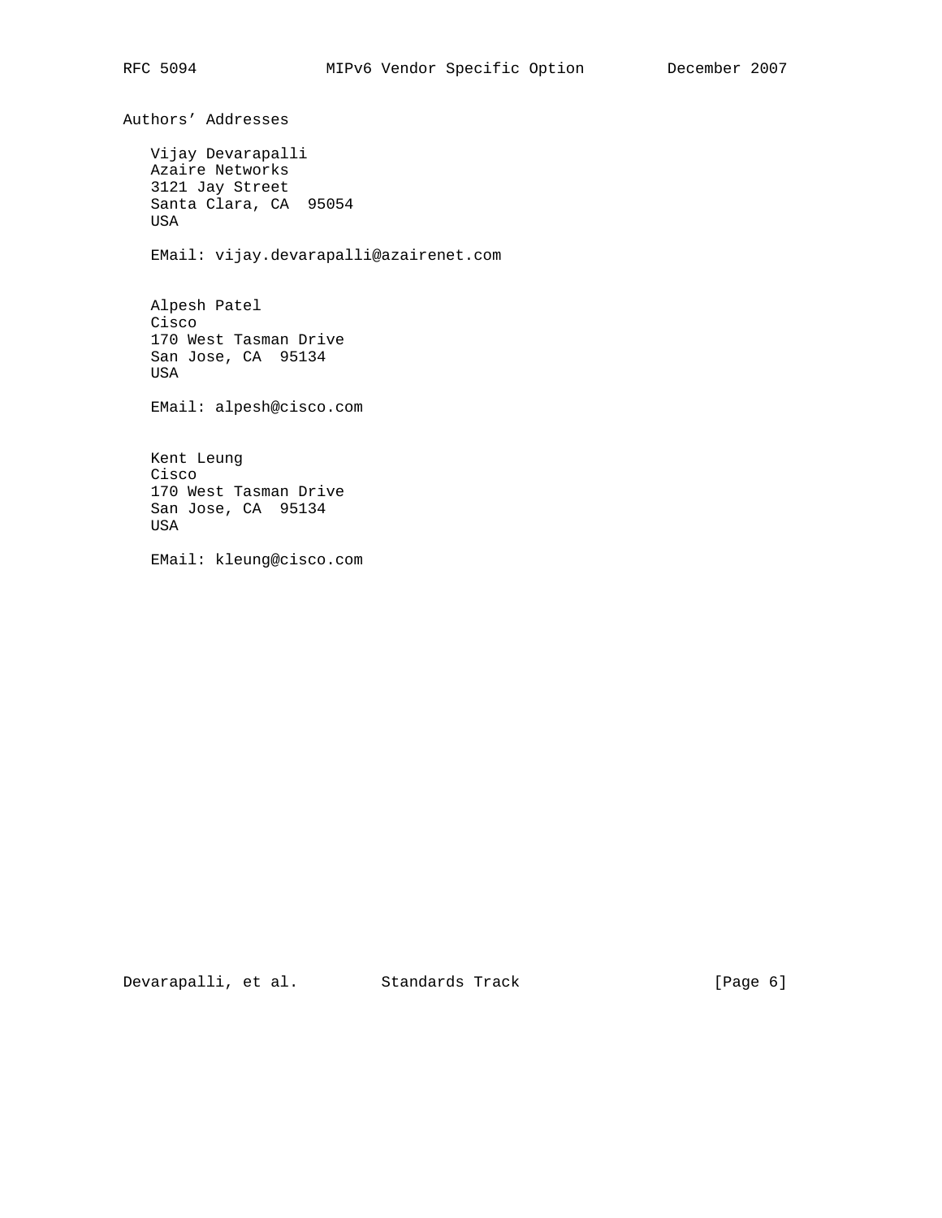## Authors' Addresses

Vijay Devarapalli
Azaire Networks
3121 Jay Street
Santa Clara, CA 95054
USA

EMail: vijay.devarapalli@azairenet.com

Alpesh Patel
Cisco
170 West Tasman Drive
San Jose, CA 95134
USA

EMail: alpesh@cisco.com

Kent Leung
Cisco
170 West Tasman Drive
San Jose, CA 95134
USA

EMail: kleung@cisco.com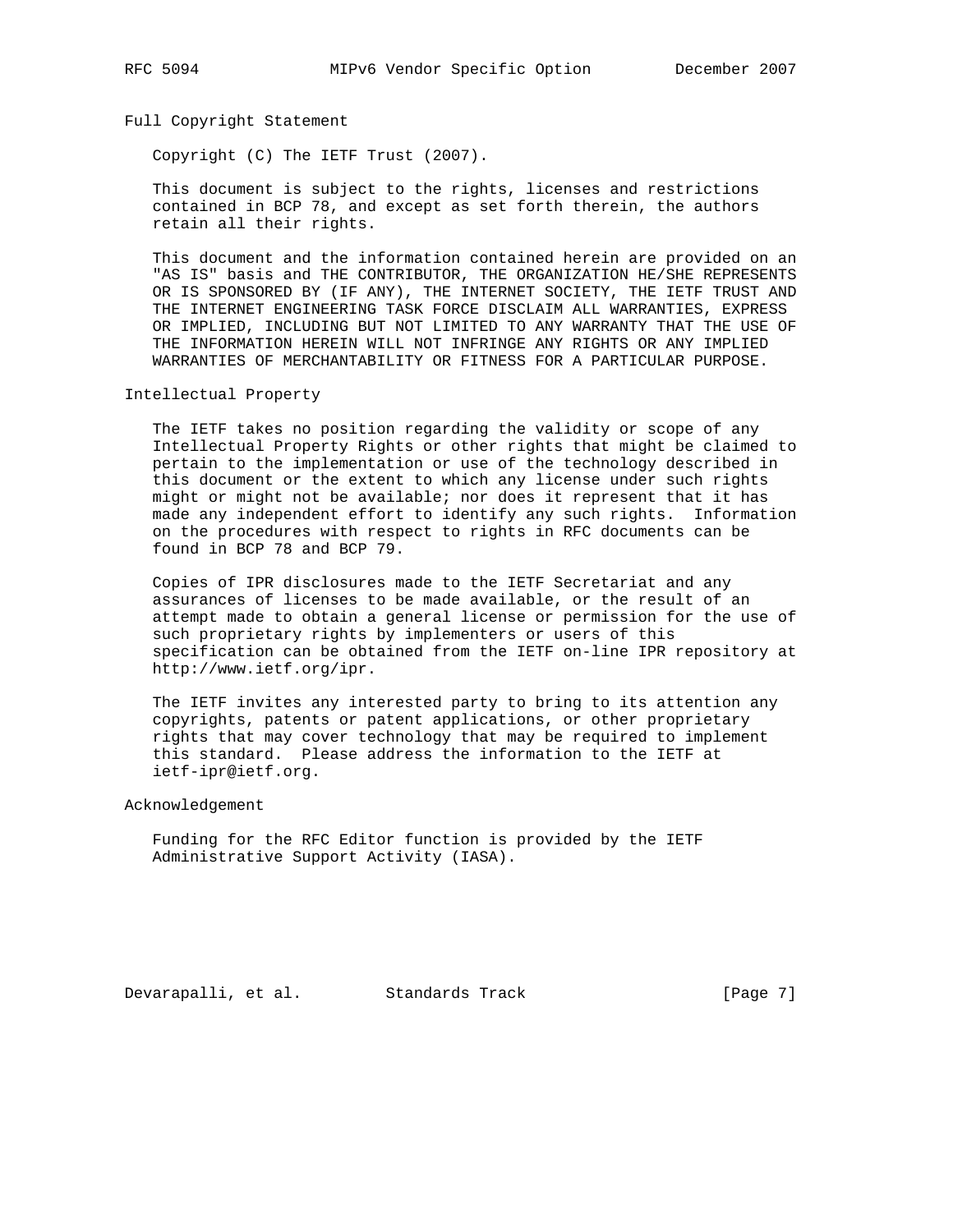## Full Copyright Statement

Copyright (C) The IETF Trust (2007).

This document is subject to the rights, licenses and restrictions contained in BCP 78, and except as set forth therein, the authors retain all their rights.

This document and the information contained herein are provided on an "AS IS" basis and THE CONTRIBUTOR, THE ORGANIZATION HE/SHE REPRESENTS OR IS SPONSORED BY (IF ANY), THE INTERNET SOCIETY, THE IETF TRUST AND THE INTERNET ENGINEERING TASK FORCE DISCLAIM ALL WARRANTIES, EXPRESS OR IMPLIED, INCLUDING BUT NOT LIMITED TO ANY WARRANTY THAT THE USE OF THE INFORMATION HEREIN WILL NOT INFRINGE ANY RIGHTS OR ANY IMPLIED WARRANTIES OF MERCHANTABILITY OR FITNESS FOR A PARTICULAR PURPOSE.

## Intellectual Property

The IETF takes no position regarding the validity or scope of any Intellectual Property Rights or other rights that might be claimed to pertain to the implementation or use of the technology described in this document or the extent to which any license under such rights might or might not be available; nor does it represent that it has made any independent effort to identify any such rights. Information on the procedures with respect to rights in RFC documents can be found in BCP 78 and BCP 79.

Copies of IPR disclosures made to the IETF Secretariat and any assurances of licenses to be made available, or the result of an attempt made to obtain a general license or permission for the use of such proprietary rights by implementers or users of this specification can be obtained from the IETF on-line IPR repository at http://www.ietf.org/ipr.

The IETF invites any interested party to bring to its attention any copyrights, patents or patent applications, or other proprietary rights that may cover technology that may be required to implement this standard. Please address the information to the IETF at ietf-ipr@ietf.org.

## Acknowledgement

Funding for the RFC Editor function is provided by the IETF Administrative Support Activity (IASA).